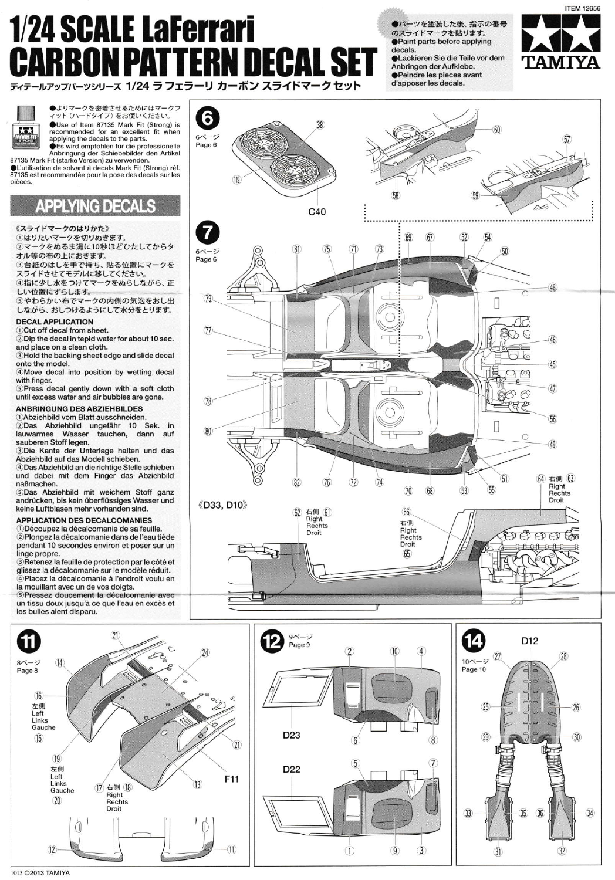ITEM 12656

# 1/24 SCALE LaFerrari CARBON PATTERN DECAL SET

ディテールアップパーツシリーズ 1/24 ラ フェラーリ カーボン スライドマーク セット

●パーツを塗装した後、指示の番号のスライドマークを貼ります。
●Paint parts before applying decals.
●Lackieren Sie die Teile vor dem Anbringen der Aufklebe.
●Peindre les pieces avant d'apposer les decals.

TAMIYA

●よりマークを密着させるためにはマークフィット（ハードタイプ）をお使いください。
●Use of Item 87135 Mark Fit (Strong) is recommended for an excellent fit when applying the decals to the parts.
●Es wird empfohlen für die professionelle Anbringung der Schiebebilder den Artikel 87135 Mark Fit (starke Version) zu verwenden.
●L'utilisation de solvant à decals Mark Fit (Strong) réf. 87135 est recommandée pour la pose des decals sur les pièces.

## APPLYING DECALS

《スライドマークのはりかた》
①はりたいマークを切りぬきます。
②マークをぬるま湯に10秒ほどひたしてからタオル等の布の上におきます。
③台紙のはしを手で持ち、貼る位置にマークをスライドさせてモデルに移してください。
④指に少し水をつけてマークをぬらしながら、正しい位置にずらします。
⑤やわらかい布でマークの内側の気泡をおし出しながら、おしつけるようにして水分をとります。

### DECAL APPLICATION
①Cut off decal from sheet.
②Dip the decal in tepid water for about 10 sec. and place on a clean cloth.
③Hold the backing sheet edge and slide decal onto the model.
④Move decal into position by wetting decal with finger.
⑤Press decal gently down with a soft cloth until excess water and air bubbles are gone.

### ANBRINGUNG DES ABZIEHBILDES
①Abziehbild vom Blatt ausschneiden.
②Das Abziehbild ungefähr 10 Sek. in lauwarmes Wasser tauchen, dann auf sauberen Stoff legen.
③Die Kante der Unterlage halten und das Abziehbild auf das Modell schieben.
④Das Abziehbild an die richtige Stelle schieben und dabei mit dem Finger das Abziehbild naßmachen.
⑤Das Abziehbild mit weichem Stoff ganz andrücken, bis kein überflüssiges Wasser und keine Luftblasen mehr vorhanden sind.

### APPLICATION DES DECALCOMANIES
①Découpez la décalcomanie de sa feuille.
②Plongez la décalcomanie dans de l'eau tiède pendant 10 secondes environ et poser sur un linge propre.
③Retenez la feuille de protection par le côté et glissez la décalcomanie sur le modèle réduit.
④Placez la décalcomanie à l'endroit voulu en la mouillant avec un de vos doigts.
⑤Pressez doucement la décalcomanie avec un tissu doux jusqu'à ce que l'eau en excès et les bulles aient disparu.

**6** 6ページ Page 6 — 38, 19, C40, 60, 57, 58, 59

**7** 6ページ Page 6 — 81, 75, 71, 73, 69, 67, 52, 54, 50, 48, 79, 77, 46, 45, 47, 78, 56, 80, 49, 82, 76, 72, 74, 70, 68, 53, 55, 51

《D33, D10》 62 右側 Right Rechts Droit 61; 66 右側 Right Rechts Droit 65; 64 右側 Right Rechts Droit 63

**11** 8ページ Page 8 — 21, 14, 24, 16 左側 Left Links Gauche 15, 21, 19 左側 Left Links Gauche 20, 17 右側 Right Rechts Droit 18, 13, F11, 12, 11

**12** 9ページ Page 9 — 2, 10, 4, D23, 6, 8, D22, 5, 7, 1, 9, 3

**14** 10ページ Page 10 — D12, 27, 28, 25, 26, 29, 30, 33, 35, 36, 34, 31, 32

1013 ©2013 TAMIYA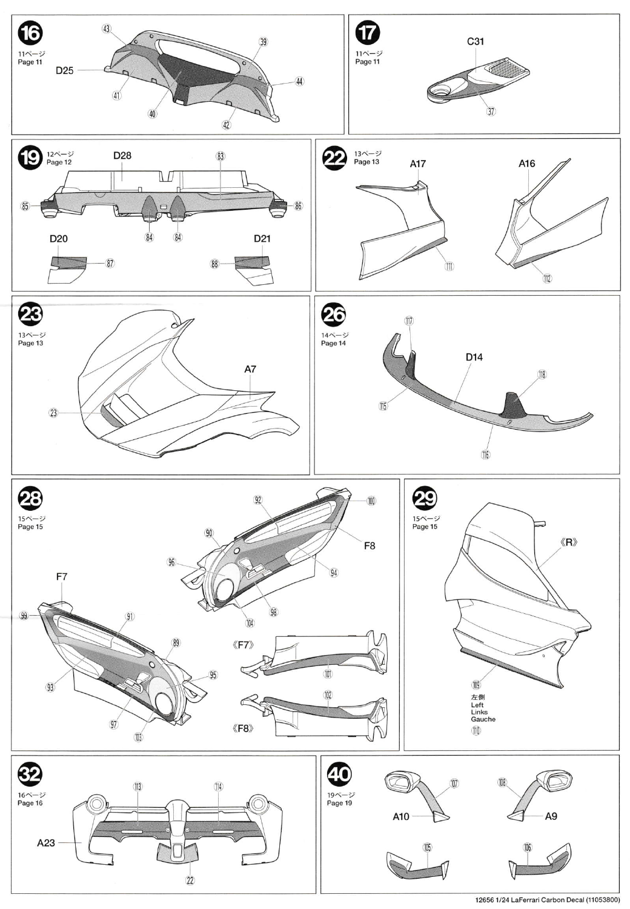## 16

11ページ
Page 11

D25

43 39 44 41 40 42

## 17

11ページ
Page 11

C31

37

## 19

12ページ
Page 12

D28

83 85 86 84 84

D20 87

D21 88

## 22

13ページ
Page 13

A17 111

A16 112

## 23

13ページ
Page 13

A7

23

## 26

14ページ
Page 14

D14

117 118 115 116

## 28

15ページ
Page 15

F8

92 100 90 96 94 98 104

F7

99 91 89 93 95 97 103

《F7》 101

《F8》 102

## 29

15ページ
Page 15

《R》

109

左側
Left
Links
Gauche

110

## 32

16ページ
Page 16

A23

113 114 22

## 40

19ページ
Page 19

A10 107

A9 108

105 106

12656 1/24 LaFerrari Carbon Decal (11053800)